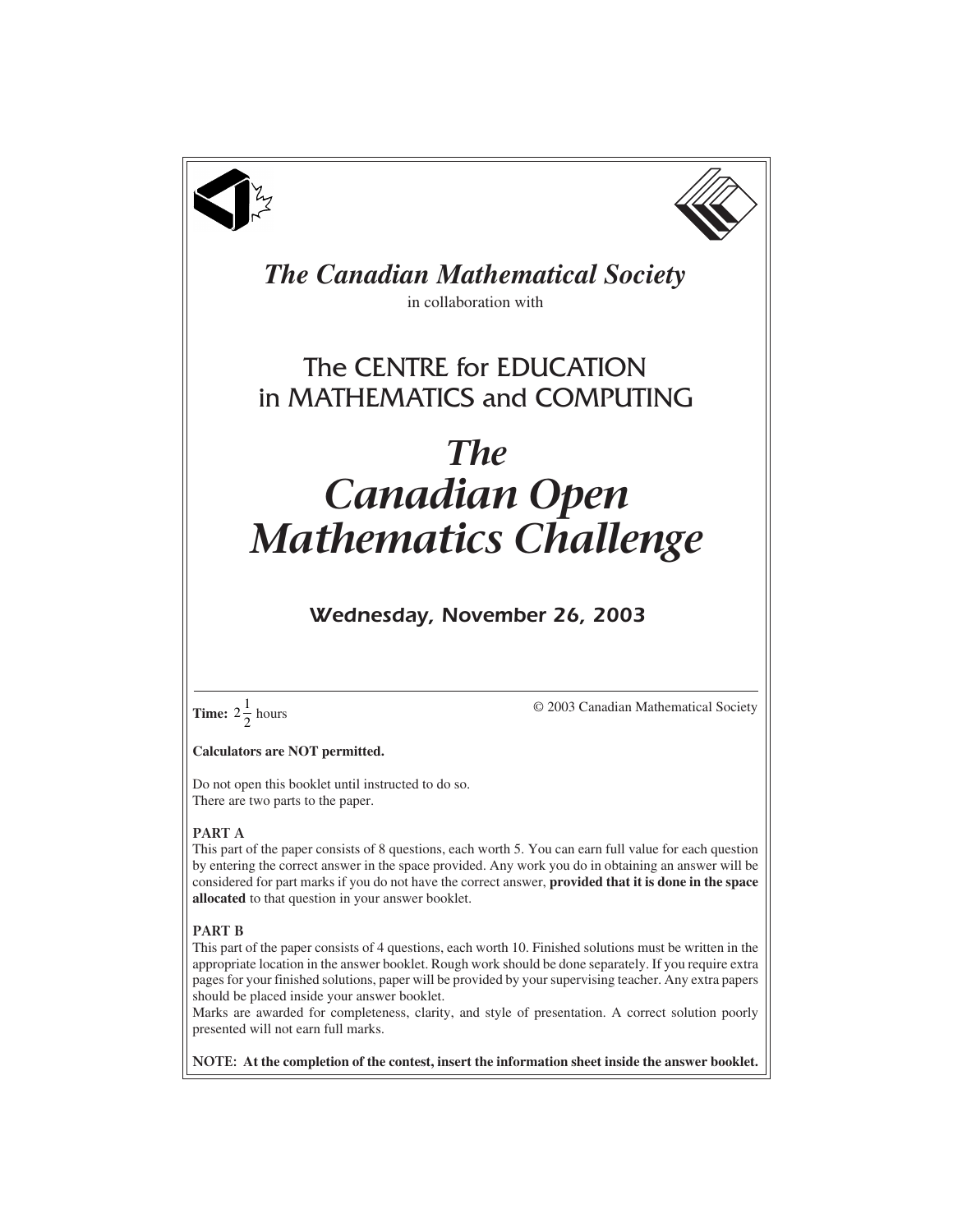# *The Canadian Mathematical Society*

in collaboration with

## The CENTRE for EDUCATION in MATHEMATICS and COMPUTING

# *The Canadian Open Mathematics Challenge*

### Wednesday, November 26, 2003

**Time:** $2\frac{1}{2}$ hours

© 2003 Canadian Mathematical Society

**Calculators are NOT permitted.**

Do not open this booklet until instructed to do so.
There are two parts to the paper.

**PART A**
This part of the paper consists of 8 questions, each worth 5. You can earn full value for each question by entering the correct answer in the space provided. Any work you do in obtaining an answer will be considered for part marks if you do not have the correct answer, **provided that it is done in the space allocated** to that question in your answer booklet.

**PART B**
This part of the paper consists of 4 questions, each worth 10. Finished solutions must be written in the appropriate location in the answer booklet. Rough work should be done separately. If you require extra pages for your finished solutions, paper will be provided by your supervising teacher. Any extra papers should be placed inside your answer booklet.
Marks are awarded for completeness, clarity, and style of presentation. A correct solution poorly presented will not earn full marks.

**NOTE: At the completion of the contest, insert the information sheet inside the answer booklet.**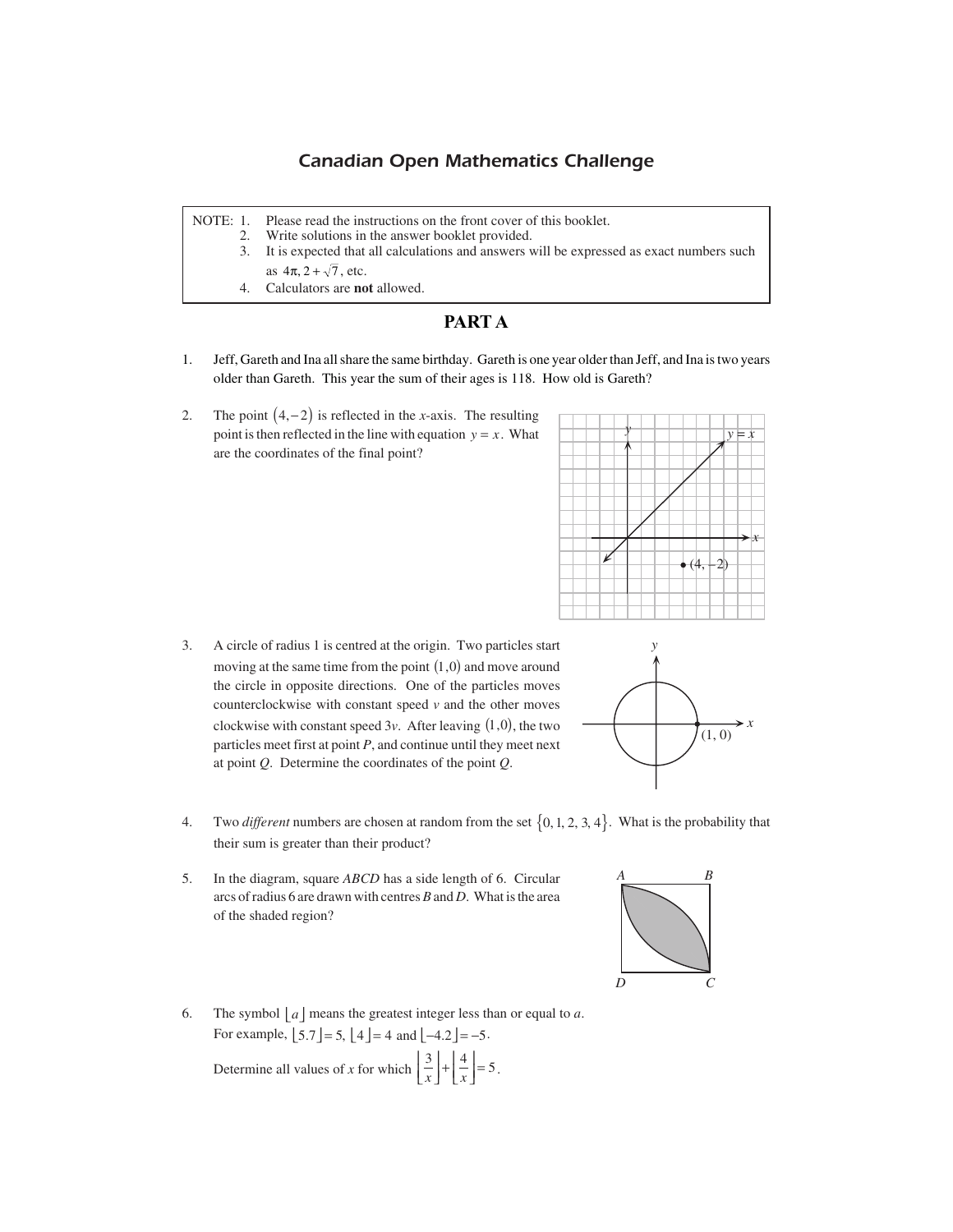# Canadian Open Mathematics Challenge

NOTE: 1. Please read the instructions on the front cover of this booklet.
2. Write solutions in the answer booklet provided.
3. It is expected that all calculations and answers will be expressed as exact numbers such as $4\pi$, $2+\sqrt{7}$, etc.
4. Calculators are **not** allowed.

## PART A

1. Jeff, Gareth and Ina all share the same birthday. Gareth is one year older than Jeff, and Ina is two years older than Gareth. This year the sum of their ages is 118. How old is Gareth?

2. The point $(4,-2)$ is reflected in the $x$-axis. The resulting point is then reflected in the line with equation $y = x$. What are the coordinates of the final point?

3. A circle of radius 1 is centred at the origin. Two particles start moving at the same time from the point $(1,0)$ and move around the circle in opposite directions. One of the particles moves counterclockwise with constant speed $v$ and the other moves clockwise with constant speed $3v$. After leaving $(1,0)$, the two particles meet first at point $P$, and continue until they meet next at point $Q$. Determine the coordinates of the point $Q$.

4. Two *different* numbers are chosen at random from the set $\{0, 1, 2, 3, 4\}$. What is the probability that their sum is greater than their product?

5. In the diagram, square $ABCD$ has a side length of 6. Circular arcs of radius 6 are drawn with centres $B$ and $D$. What is the area of the shaded region?

6. The symbol $\lfloor a \rfloor$ means the greatest integer less than or equal to $a$. For example, $\lfloor 5.7 \rfloor = 5$, $\lfloor 4 \rfloor = 4$ and $\lfloor -4.2 \rfloor = -5$.

   Determine all values of $x$ for which $\left\lfloor \frac{3}{x} \right\rfloor + \left\lfloor \frac{4}{x} \right\rfloor = 5$.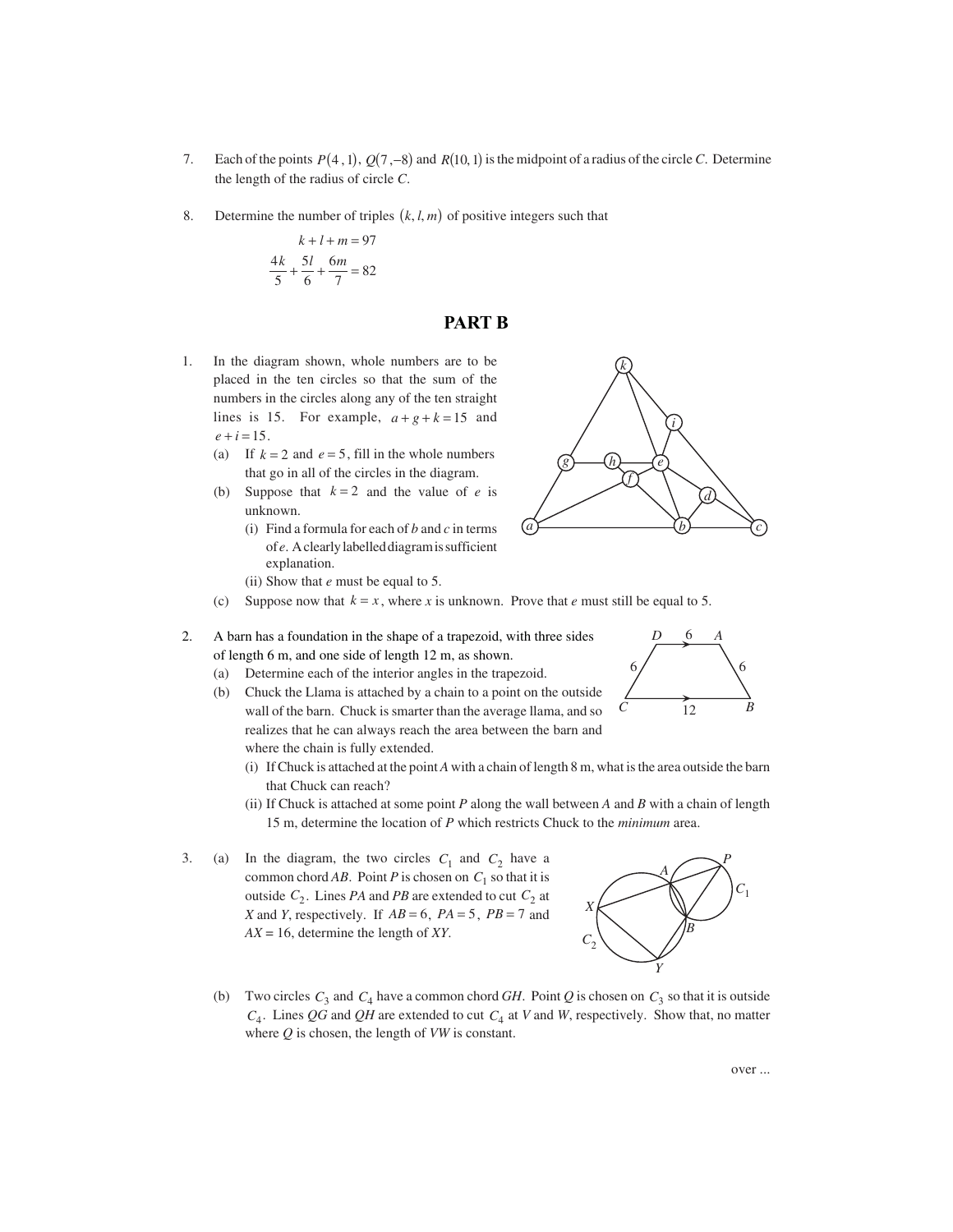7. Each of the points $P(4, 1)$, $Q(7, -8)$ and $R(10, 1)$ is the midpoint of a radius of the circle $C$. Determine the length of the radius of circle $C$.

8. Determine the number of triples $(k, l, m)$ of positive integers such that

$$k + l + m = 97$$

$$\frac{4k}{5} + \frac{5l}{6} + \frac{6m}{7} = 82$$

## PART B

1. In the diagram shown, whole numbers are to be placed in the ten circles so that the sum of the numbers in the circles along any of the ten straight lines is 15. For example, $a + g + k = 15$ and $e + i = 15$.
   (a) If $k = 2$ and $e = 5$, fill in the whole numbers that go in all of the circles in the diagram.
   (b) Suppose that $k = 2$ and the value of $e$ is unknown.
      (i) Find a formula for each of $b$ and $c$ in terms of $e$. A clearly labelled diagram is sufficient explanation.
      (ii) Show that $e$ must be equal to 5.
   (c) Suppose now that $k = x$, where $x$ is unknown. Prove that $e$ must still be equal to 5.

2. A barn has a foundation in the shape of a trapezoid, with three sides of length 6 m, and one side of length 12 m, as shown.
   (a) Determine each of the interior angles in the trapezoid.
   (b) Chuck the Llama is attached by a chain to a point on the outside wall of the barn. Chuck is smarter than the average llama, and so realizes that he can always reach the area between the barn and where the chain is fully extended.
      (i) If Chuck is attached at the point $A$ with a chain of length 8 m, what is the area outside the barn that Chuck can reach?
      (ii) If Chuck is attached at some point $P$ along the wall between $A$ and $B$ with a chain of length 15 m, determine the location of $P$ which restricts Chuck to the *minimum* area.

3. (a) In the diagram, the two circles $C_1$ and $C_2$ have a common chord $AB$. Point $P$ is chosen on $C_1$ so that it is outside $C_2$. Lines $PA$ and $PB$ are extended to cut $C_2$ at $X$ and $Y$, respectively. If $AB = 6$, $PA = 5$, $PB = 7$ and $AX = 16$, determine the length of $XY$.

   (b) Two circles $C_3$ and $C_4$ have a common chord $GH$. Point $Q$ is chosen on $C_3$ so that it is outside $C_4$. Lines $QG$ and $QH$ are extended to cut $C_4$ at $V$ and $W$, respectively. Show that, no matter where $Q$ is chosen, the length of $VW$ is constant.

over ...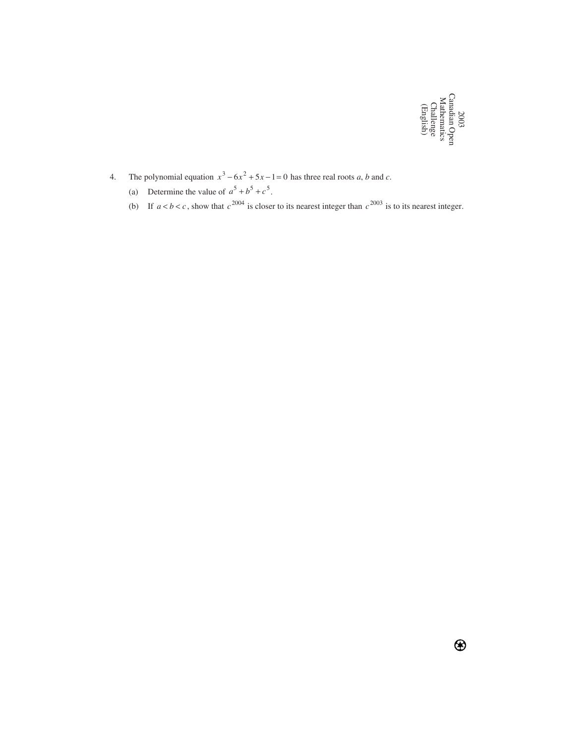4. The polynomial equation $x^3 - 6x^2 + 5x - 1 = 0$ has three real roots $a$, $b$ and $c$.

   (a) Determine the value of $a^5 + b^5 + c^5$.

   (b) If $a < b < c$, show that $c^{2004}$ is closer to its nearest integer than $c^{2003}$ is to its nearest integer.